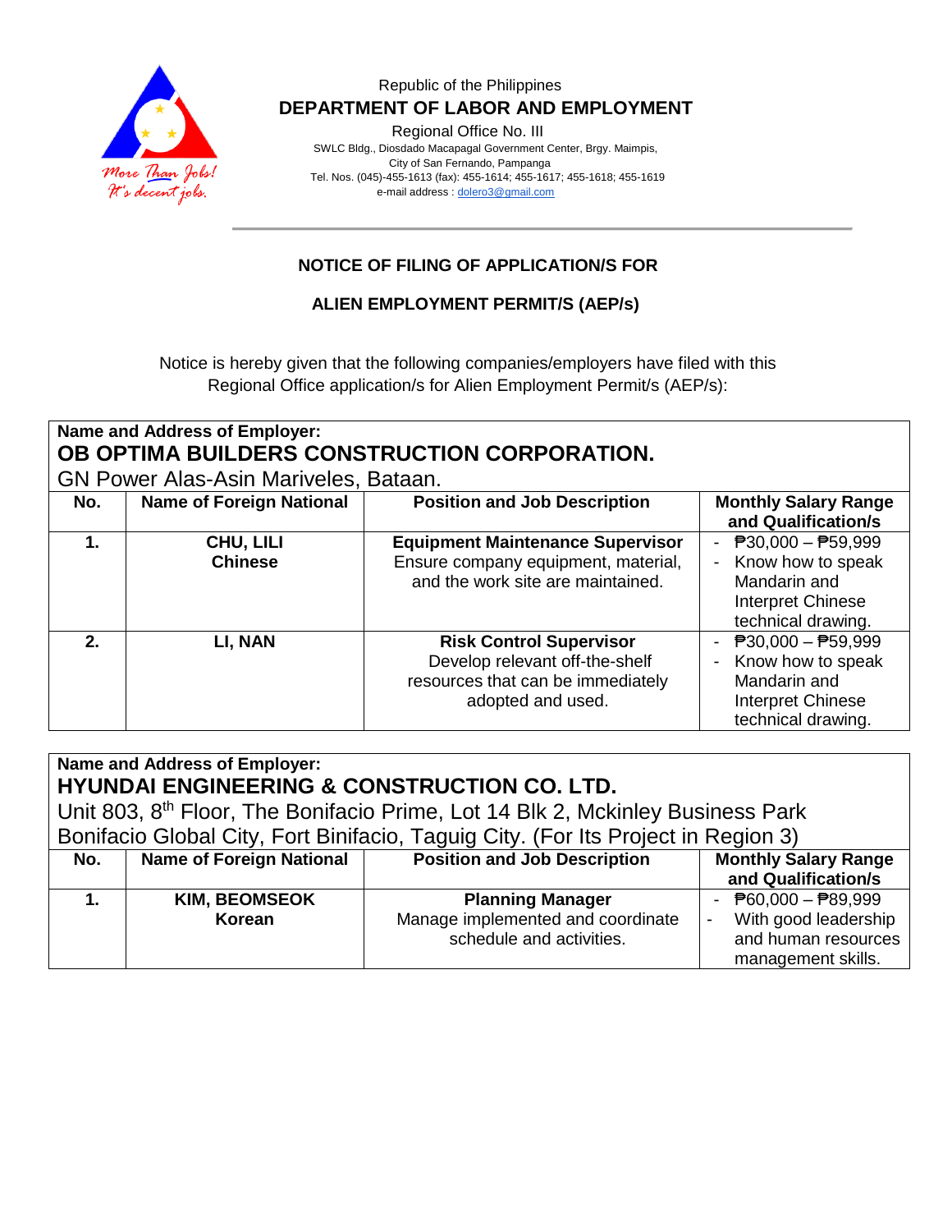Republic of the Philippines

**DEPARTMENT OF LABOR AND EMPLOYMENT**

Regional Office No. III

SWLC Bldg., Diosdado Macapagal Government Center, Brgy. Maimpis,
City of San Fernando, Pampanga
Tel. Nos. (045)-455-1613 (fax): 455-1614; 455-1617; 455-1618; 455-1619
e-mail address : dolero3@gmail.com

## NOTICE OF FILING OF APPLICATION/S FOR

## ALIEN EMPLOYMENT PERMIT/S (AEP/s)

Notice is hereby given that the following companies/employers have filed with this Regional Office application/s for Alien Employment Permit/s (AEP/s):

**Name and Address of Employer:**
**OB OPTIMA BUILDERS CONSTRUCTION CORPORATION.**
GN Power Alas-Asin Mariveles, Bataan.

| No. | Name of Foreign National | Position and Job Description | Monthly Salary Range and Qualification/s |
|---|---|---|---|
| **1.** | **CHU, LILI**<br>**Chinese** | **Equipment Maintenance Supervisor**<br>Ensure company equipment, material, and the work site are maintained. | - ₱30,000 – ₱59,999<br>- Know how to speak Mandarin and Interpret Chinese technical drawing. |
| **2.** | **LI, NAN** | **Risk Control Supervisor**<br>Develop relevant off-the-shelf resources that can be immediately adopted and used. | - ₱30,000 – ₱59,999<br>- Know how to speak Mandarin and Interpret Chinese technical drawing. |

**Name and Address of Employer:**
**HYUNDAI ENGINEERING & CONSTRUCTION CO. LTD.**
Unit 803, 8th Floor, The Bonifacio Prime, Lot 14 Blk 2, Mckinley Business Park Bonifacio Global City, Fort Binifacio, Taguig City. (For Its Project in Region 3)

| No. | Name of Foreign National | Position and Job Description | Monthly Salary Range and Qualification/s |
|---|---|---|---|
| **1.** | **KIM, BEOMSEOK**<br>**Korean** | **Planning Manager**<br>Manage implemented and coordinate schedule and activities. | - ₱60,000 – ₱89,999<br>- With good leadership and human resources management skills. |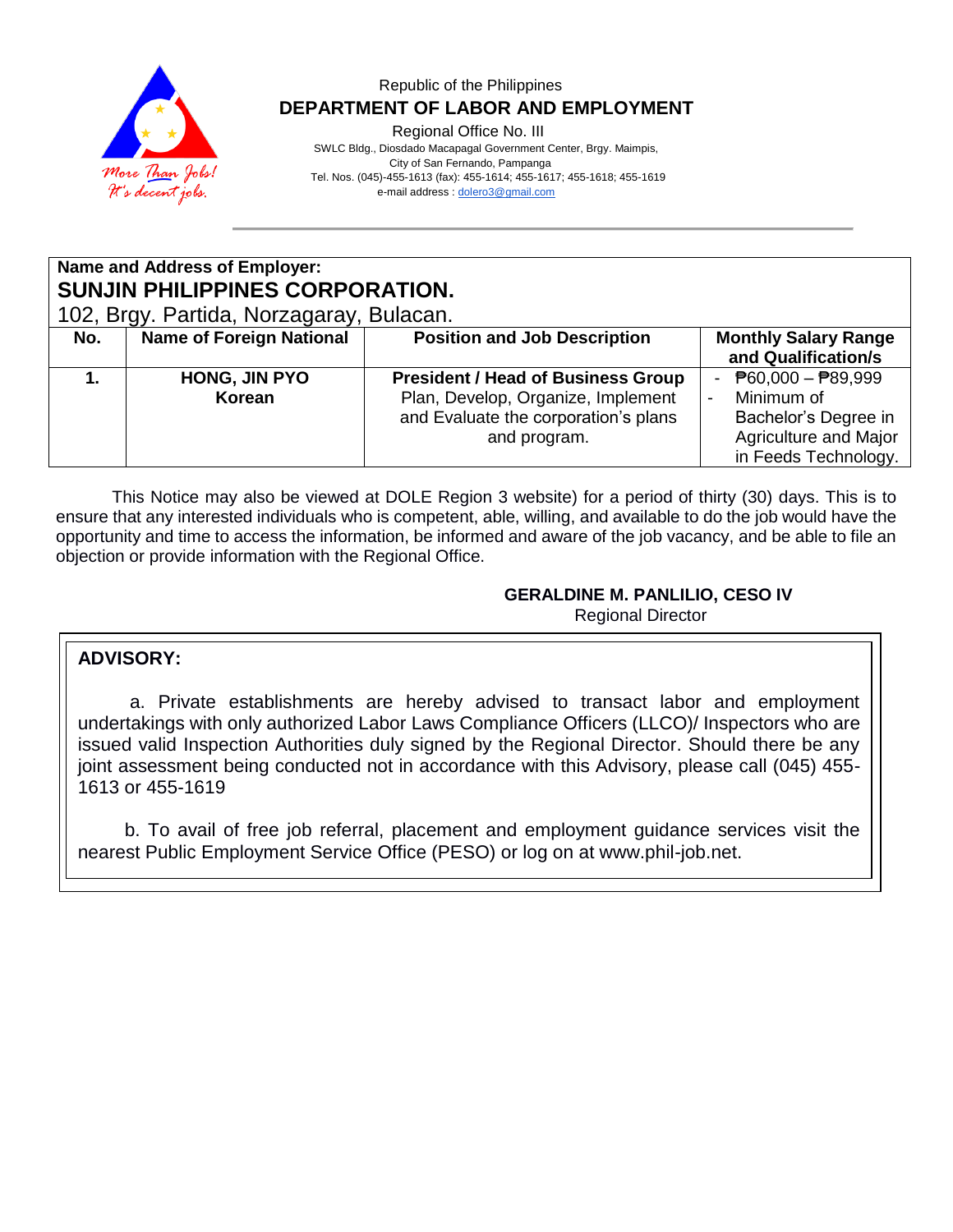Republic of the Philippines

**DEPARTMENT OF LABOR AND EMPLOYMENT**

Regional Office No. III

SWLC Bldg., Diosdado Macapagal Government Center, Brgy. Maimpis,
City of San Fernando, Pampanga
Tel. Nos. (045)-455-1613 (fax): 455-1614; 455-1617; 455-1618; 455-1619
e-mail address : dolero3@gmail.com

**Name and Address of Employer:**

**SUNJIN PHILIPPINES CORPORATION.**

102, Brgy. Partida, Norzagaray, Bulacan.

| No. | Name of Foreign National | Position and Job Description | Monthly Salary Range and Qualification/s |
|---|---|---|---|
| **1.** | **HONG, JIN PYO** **Korean** | **President / Head of Business Group** Plan, Develop, Organize, Implement and Evaluate the corporation's plans and program. | - ₱60,000 – ₱89,999 - Minimum of Bachelor's Degree in Agriculture and Major in Feeds Technology. |

This Notice may also be viewed at DOLE Region 3 website) for a period of thirty (30) days. This is to ensure that any interested individuals who is competent, able, willing, and available to do the job would have the opportunity and time to access the information, be informed and aware of the job vacancy, and be able to file an objection or provide information with the Regional Office.

**GERALDINE M. PANLILIO, CESO IV**
Regional Director

**ADVISORY:**

a. Private establishments are hereby advised to transact labor and employment undertakings with only authorized Labor Laws Compliance Officers (LLCO)/ Inspectors who are issued valid Inspection Authorities duly signed by the Regional Director. Should there be any joint assessment being conducted not in accordance with this Advisory, please call (045) 455-1613 or 455-1619

b. To avail of free job referral, placement and employment guidance services visit the nearest Public Employment Service Office (PESO) or log on at www.phil-job.net.